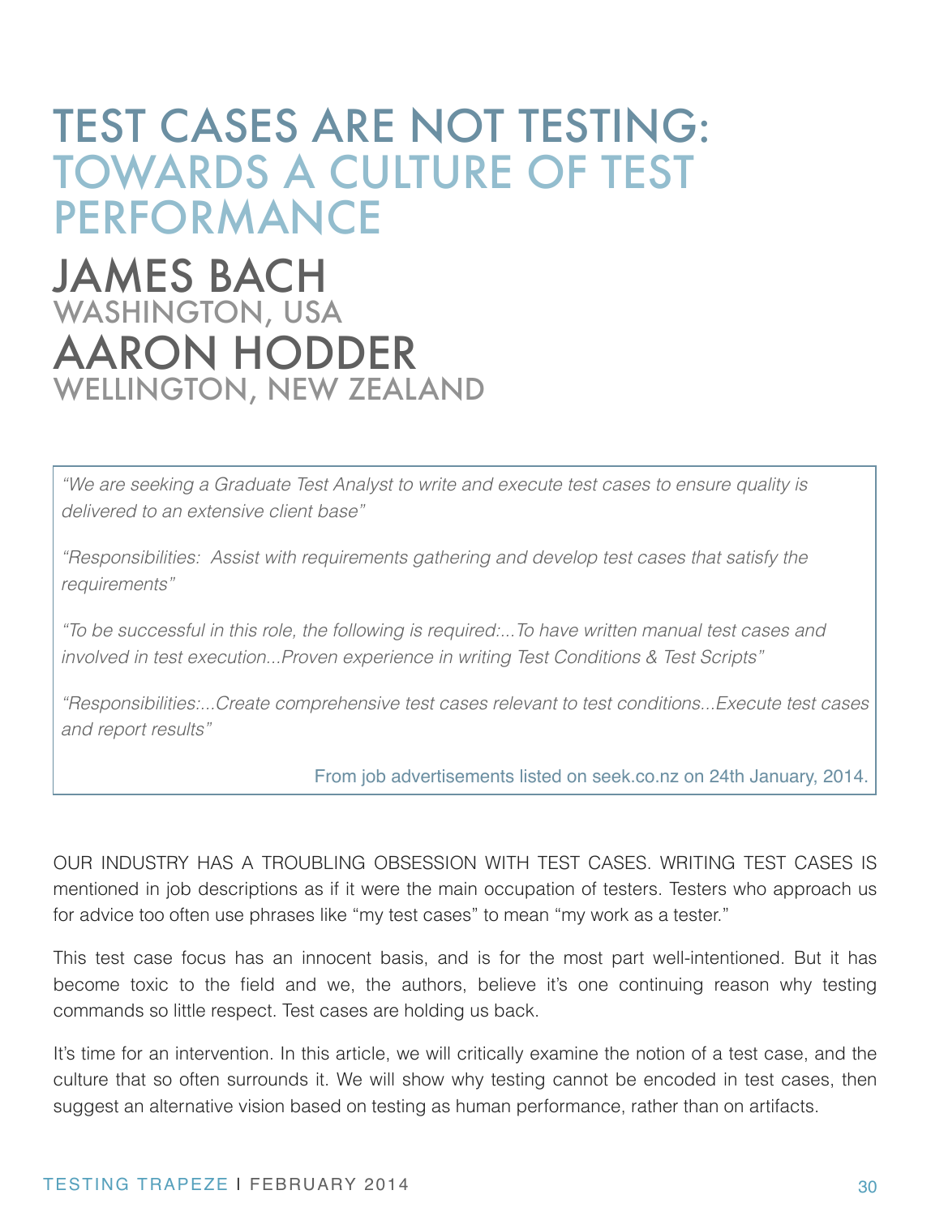# TEST CASES ARE NOT TESTING: TOWARDS A CULTURE OF TEST PERFORMANCE

## JAMES BACH
WASHINGTON, USA

## AARON HODDER
WELLINGTON, NEW ZEALAND

> *"We are seeking a Graduate Test Analyst to write and execute test cases to ensure quality is delivered to an extensive client base"*
>
> *"Responsibilities: Assist with requirements gathering and develop test cases that satisfy the requirements"*
>
> *"To be successful in this role, the following is required:...To have written manual test cases and involved in test execution...Proven experience in writing Test Conditions & Test Scripts"*
>
> *"Responsibilities:...Create comprehensive test cases relevant to test conditions...Execute test cases and report results"*
>
> From job advertisements listed on seek.co.nz on 24th January, 2014.

OUR INDUSTRY HAS A TROUBLING OBSESSION WITH TEST CASES. WRITING TEST CASES IS mentioned in job descriptions as if it were the main occupation of testers. Testers who approach us for advice too often use phrases like "my test cases" to mean "my work as a tester."

This test case focus has an innocent basis, and is for the most part well-intentioned. But it has become toxic to the field and we, the authors, believe it's one continuing reason why testing commands so little respect. Test cases are holding us back.

It's time for an intervention. In this article, we will critically examine the notion of a test case, and the culture that so often surrounds it. We will show why testing cannot be encoded in test cases, then suggest an alternative vision based on testing as human performance, rather than on artifacts.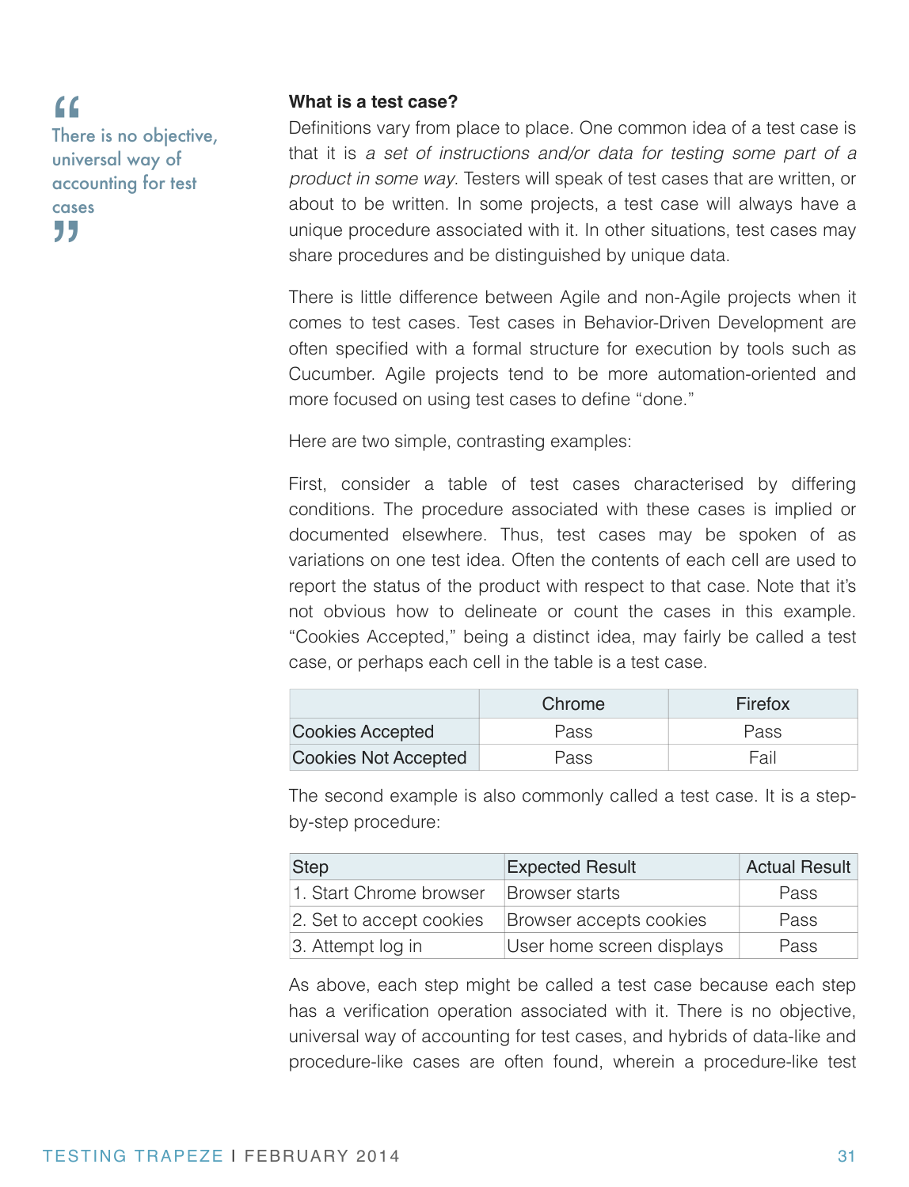> “There is no objective, universal way of accounting for test cases”

**What is a test case?**

Definitions vary from place to place. One common idea of a test case is that it is *a set of instructions and/or data for testing some part of a product in some way*. Testers will speak of test cases that are written, or about to be written. In some projects, a test case will always have a unique procedure associated with it. In other situations, test cases may share procedures and be distinguished by unique data.

There is little difference between Agile and non-Agile projects when it comes to test cases. Test cases in Behavior-Driven Development are often specified with a formal structure for execution by tools such as Cucumber. Agile projects tend to be more automation-oriented and more focused on using test cases to define “done.”

Here are two simple, contrasting examples:

First, consider a table of test cases characterised by differing conditions. The procedure associated with these cases is implied or documented elsewhere. Thus, test cases may be spoken of as variations on one test idea. Often the contents of each cell are used to report the status of the product with respect to that case. Note that it’s not obvious how to delineate or count the cases in this example. “Cookies Accepted,” being a distinct idea, may fairly be called a test case, or perhaps each cell in the table is a test case.

| | Chrome | Firefox |
|---|---|---|
| Cookies Accepted | Pass | Pass |
| Cookies Not Accepted | Pass | Fail |

The second example is also commonly called a test case. It is a step-by-step procedure:

| Step | Expected Result | Actual Result |
|---|---|---|
| 1. Start Chrome browser | Browser starts | Pass |
| 2. Set to accept cookies | Browser accepts cookies | Pass |
| 3. Attempt log in | User home screen displays | Pass |

As above, each step might be called a test case because each step has a verification operation associated with it. There is no objective, universal way of accounting for test cases, and hybrids of data-like and procedure-like cases are often found, wherein a procedure-like test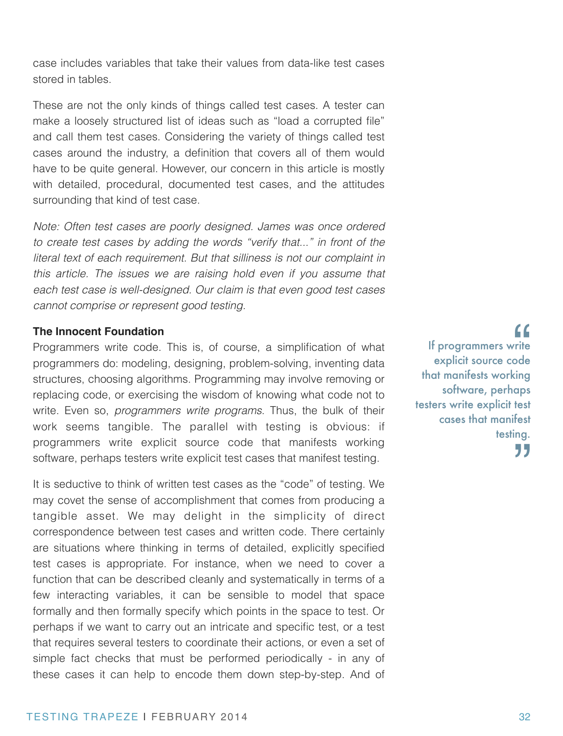case includes variables that take their values from data-like test cases stored in tables.

These are not the only kinds of things called test cases. A tester can make a loosely structured list of ideas such as "load a corrupted file" and call them test cases. Considering the variety of things called test cases around the industry, a definition that covers all of them would have to be quite general. However, our concern in this article is mostly with detailed, procedural, documented test cases, and the attitudes surrounding that kind of test case.

*Note: Often test cases are poorly designed. James was once ordered to create test cases by adding the words "verify that..." in front of the literal text of each requirement. But that silliness is not our complaint in this article. The issues we are raising hold even if you assume that each test case is well-designed. Our claim is that even good test cases cannot comprise or represent good testing.*

**The Innocent Foundation**

Programmers write code. This is, of course, a simplification of what programmers do: modeling, designing, problem-solving, inventing data structures, choosing algorithms. Programming may involve removing or replacing code, or exercising the wisdom of knowing what code not to write. Even so, *programmers write programs*. Thus, the bulk of their work seems tangible. The parallel with testing is obvious: if programmers write explicit source code that manifests working software, perhaps testers write explicit test cases that manifest testing.

> "If programmers write explicit source code that manifests working software, perhaps testers write explicit test cases that manifest testing."

It is seductive to think of written test cases as the "code" of testing. We may covet the sense of accomplishment that comes from producing a tangible asset. We may delight in the simplicity of direct correspondence between test cases and written code. There certainly are situations where thinking in terms of detailed, explicitly specified test cases is appropriate. For instance, when we need to cover a function that can be described cleanly and systematically in terms of a few interacting variables, it can be sensible to model that space formally and then formally specify which points in the space to test. Or perhaps if we want to carry out an intricate and specific test, or a test that requires several testers to coordinate their actions, or even a set of simple fact checks that must be performed periodically - in any of these cases it can help to encode them down step-by-step. And of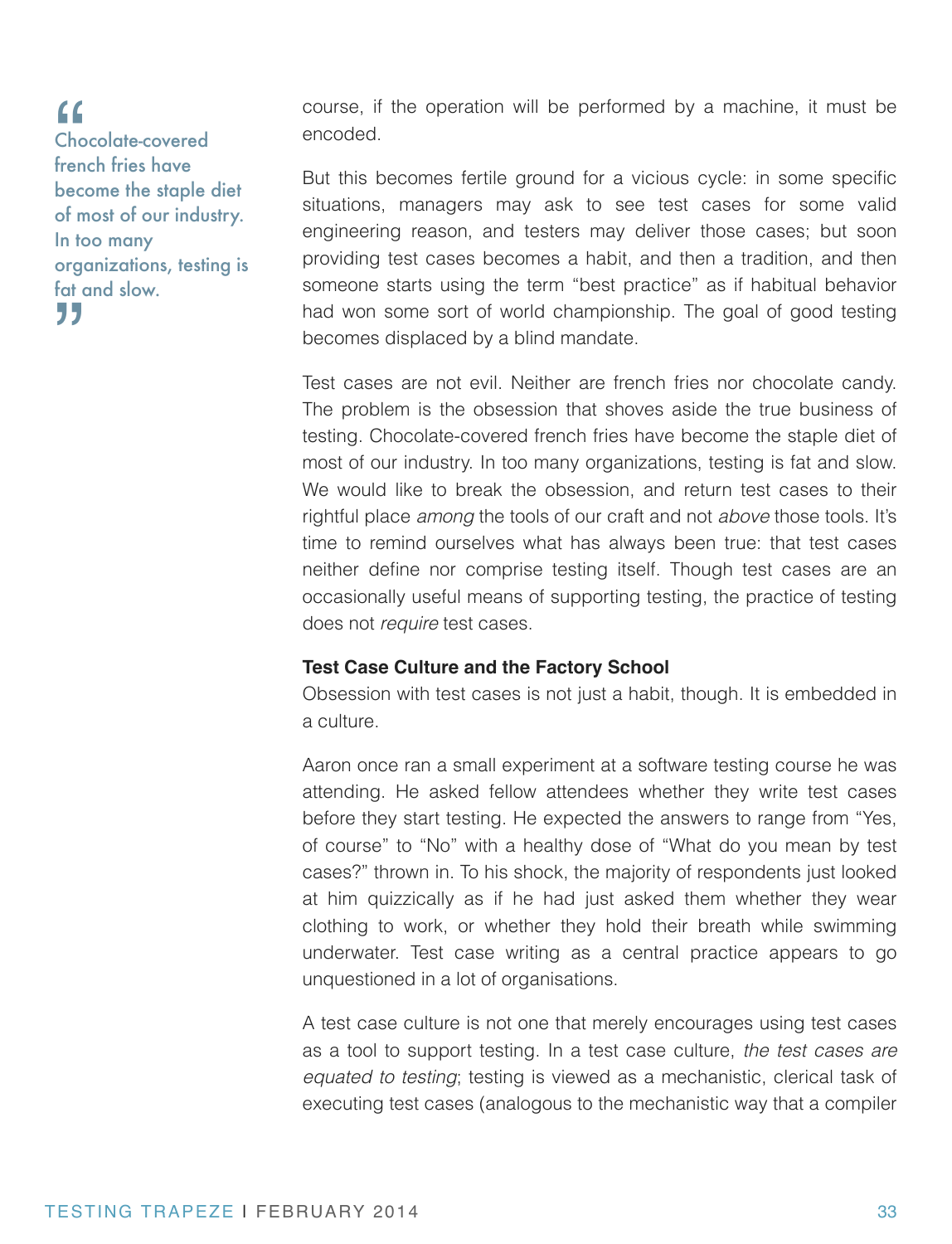> Chocolate-covered french fries have become the staple diet of most of our industry. In too many organizations, testing is fat and slow.

course, if the operation will be performed by a machine, it must be encoded.

But this becomes fertile ground for a vicious cycle: in some specific situations, managers may ask to see test cases for some valid engineering reason, and testers may deliver those cases; but soon providing test cases becomes a habit, and then a tradition, and then someone starts using the term "best practice" as if habitual behavior had won some sort of world championship. The goal of good testing becomes displaced by a blind mandate.

Test cases are not evil. Neither are french fries nor chocolate candy. The problem is the obsession that shoves aside the true business of testing. Chocolate-covered french fries have become the staple diet of most of our industry. In too many organizations, testing is fat and slow. We would like to break the obsession, and return test cases to their rightful place *among* the tools of our craft and not *above* those tools. It's time to remind ourselves what has always been true: that test cases neither define nor comprise testing itself. Though test cases are an occasionally useful means of supporting testing, the practice of testing does not *require* test cases.

**Test Case Culture and the Factory School**

Obsession with test cases is not just a habit, though. It is embedded in a culture.

Aaron once ran a small experiment at a software testing course he was attending. He asked fellow attendees whether they write test cases before they start testing. He expected the answers to range from "Yes, of course" to "No" with a healthy dose of "What do you mean by test cases?" thrown in. To his shock, the majority of respondents just looked at him quizzically as if he had just asked them whether they wear clothing to work, or whether they hold their breath while swimming underwater. Test case writing as a central practice appears to go unquestioned in a lot of organisations.

A test case culture is not one that merely encourages using test cases as a tool to support testing. In a test case culture, *the test cases are equated to testing*; testing is viewed as a mechanistic, clerical task of executing test cases (analogous to the mechanistic way that a compiler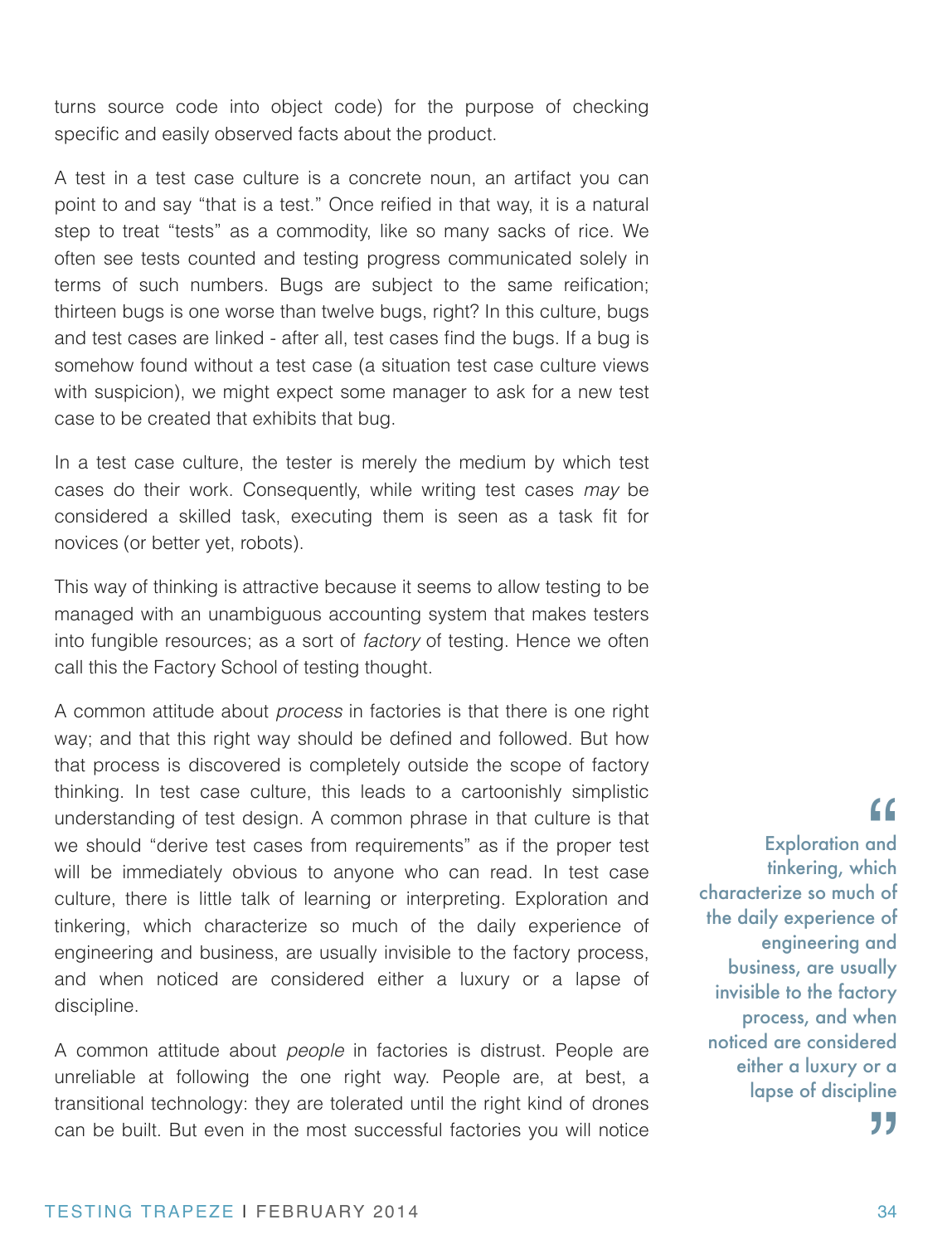turns source code into object code) for the purpose of checking specific and easily observed facts about the product.

A test in a test case culture is a concrete noun, an artifact you can point to and say "that is a test." Once reified in that way, it is a natural step to treat "tests" as a commodity, like so many sacks of rice. We often see tests counted and testing progress communicated solely in terms of such numbers. Bugs are subject to the same reification; thirteen bugs is one worse than twelve bugs, right? In this culture, bugs and test cases are linked - after all, test cases find the bugs. If a bug is somehow found without a test case (a situation test case culture views with suspicion), we might expect some manager to ask for a new test case to be created that exhibits that bug.

In a test case culture, the tester is merely the medium by which test cases do their work. Consequently, while writing test cases *may* be considered a skilled task, executing them is seen as a task fit for novices (or better yet, robots).

This way of thinking is attractive because it seems to allow testing to be managed with an unambiguous accounting system that makes testers into fungible resources; as a sort of *factory* of testing. Hence we often call this the Factory School of testing thought.

A common attitude about *process* in factories is that there is one right way; and that this right way should be defined and followed. But how that process is discovered is completely outside the scope of factory thinking. In test case culture, this leads to a cartoonishly simplistic understanding of test design. A common phrase in that culture is that we should "derive test cases from requirements" as if the proper test will be immediately obvious to anyone who can read. In test case culture, there is little talk of learning or interpreting. Exploration and tinkering, which characterize so much of the daily experience of engineering and business, are usually invisible to the factory process, and when noticed are considered either a luxury or a lapse of discipline.

> "Exploration and tinkering, which characterize so much of the daily experience of engineering and business, are usually invisible to the factory process, and when noticed are considered either a luxury or a lapse of discipline"

A common attitude about *people* in factories is distrust. People are unreliable at following the one right way. People are, at best, a transitional technology: they are tolerated until the right kind of drones can be built. But even in the most successful factories you will notice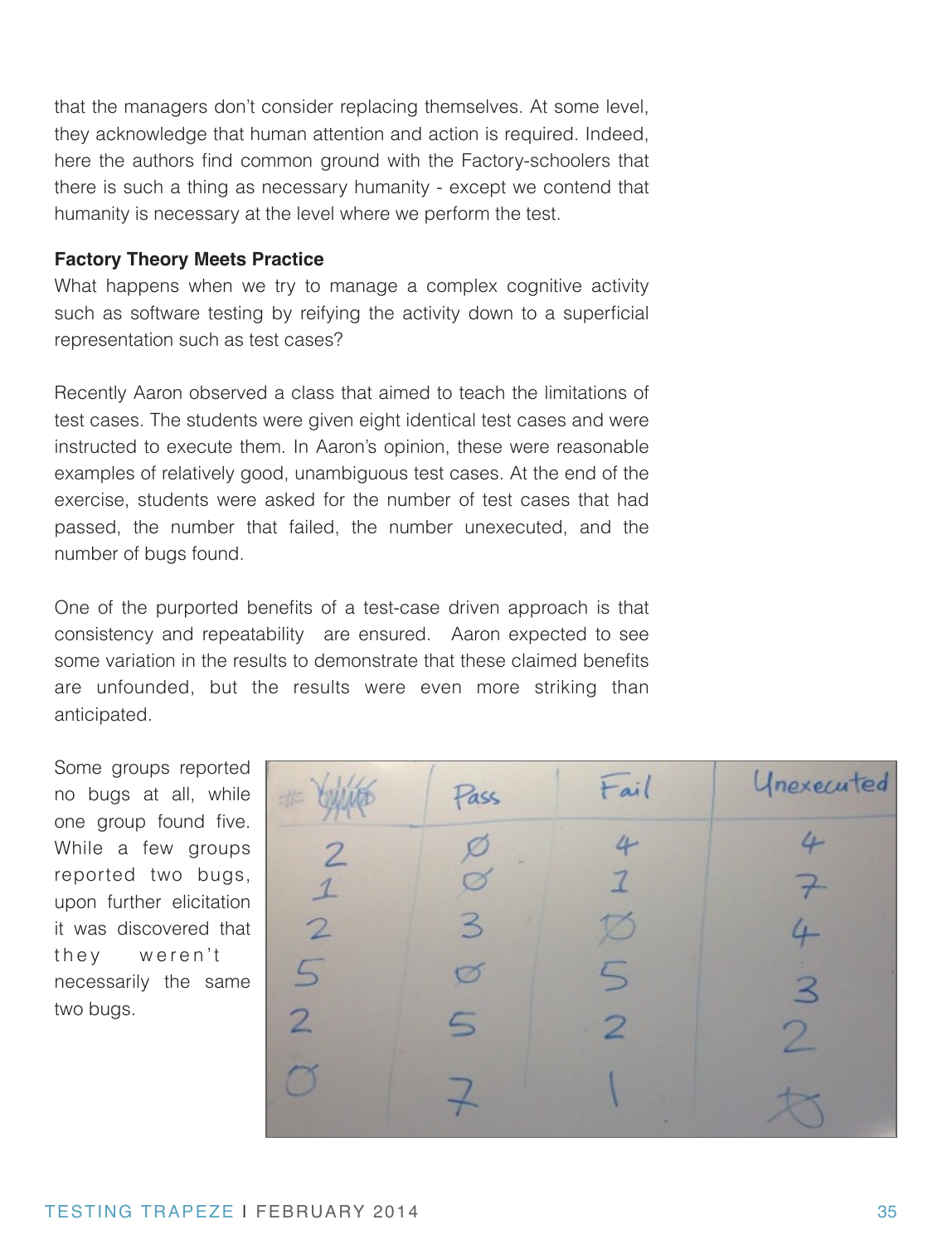that the managers don't consider replacing themselves. At some level, they acknowledge that human attention and action is required. Indeed, here the authors find common ground with the Factory-schoolers that there is such a thing as necessary humanity - except we contend that humanity is necessary at the level where we perform the test.

**Factory Theory Meets Practice**

What happens when we try to manage a complex cognitive activity such as software testing by reifying the activity down to a superficial representation such as test cases?

Recently Aaron observed a class that aimed to teach the limitations of test cases. The students were given eight identical test cases and were instructed to execute them. In Aaron's opinion, these were reasonable examples of relatively good, unambiguous test cases. At the end of the exercise, students were asked for the number of test cases that had passed, the number that failed, the number unexecuted, and the number of bugs found.

One of the purported benefits of a test-case driven approach is that consistency and repeatability are ensured. Aaron expected to see some variation in the results to demonstrate that these claimed benefits are unfounded, but the results were even more striking than anticipated.

Some groups reported no bugs at all, while one group found five. While a few groups reported two bugs, upon further elicitation it was discovered that they weren't necessarily the same two bugs.

| # Bugs | Pass | Fail | Unexecuted |
|---|---|---|---|
| 2 | 0 | 4 | 4 |
| 1 | 0 | 1 | 7 |
| 2 | 3 | 0 | 4 |
| 5 | 0 | 5 | 3 |
| 2 | 5 | 2 | 2 |
| 0 | 7 | 1 | 0 |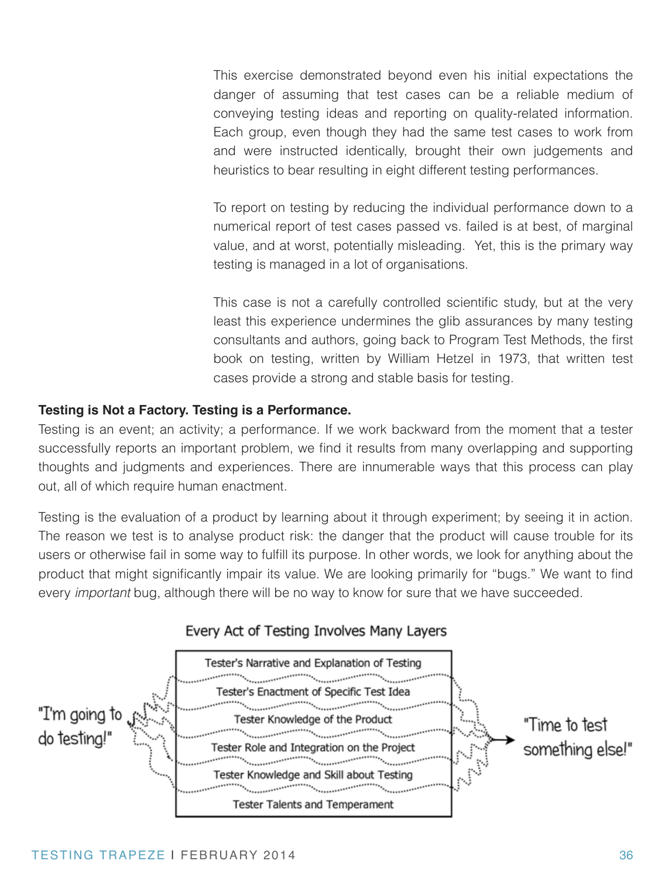This exercise demonstrated beyond even his initial expectations the danger of assuming that test cases can be a reliable medium of conveying testing ideas and reporting on quality-related information. Each group, even though they had the same test cases to work from and were instructed identically, brought their own judgements and heuristics to bear resulting in eight different testing performances.

To report on testing by reducing the individual performance down to a numerical report of test cases passed vs. failed is at best, of marginal value, and at worst, potentially misleading. Yet, this is the primary way testing is managed in a lot of organisations.

This case is not a carefully controlled scientific study, but at the very least this experience undermines the glib assurances by many testing consultants and authors, going back to Program Test Methods, the first book on testing, written by William Hetzel in 1973, that written test cases provide a strong and stable basis for testing.

**Testing is Not a Factory. Testing is a Performance.**

Testing is an event; an activity; a performance. If we work backward from the moment that a tester successfully reports an important problem, we find it results from many overlapping and supporting thoughts and judgments and experiences. There are innumerable ways that this process can play out, all of which require human enactment.

Testing is the evaluation of a product by learning about it through experiment; by seeing it in action. The reason we test is to analyse product risk: the danger that the product will cause trouble for its users or otherwise fail in some way to fulfill its purpose. In other words, we look for anything about the product that might significantly impair its value. We are looking primarily for “bugs.” We want to find every *important* bug, although there will be no way to know for sure that we have succeeded.

Every Act of Testing Involves Many Layers

"I'm going to do testing!"

- Tester's Narrative and Explanation of Testing
- Tester's Enactment of Specific Test Idea
- Tester Knowledge of the Product
- Tester Role and Integration on the Project
- Tester Knowledge and Skill about Testing
- Tester Talents and Temperament

"Time to test something else!"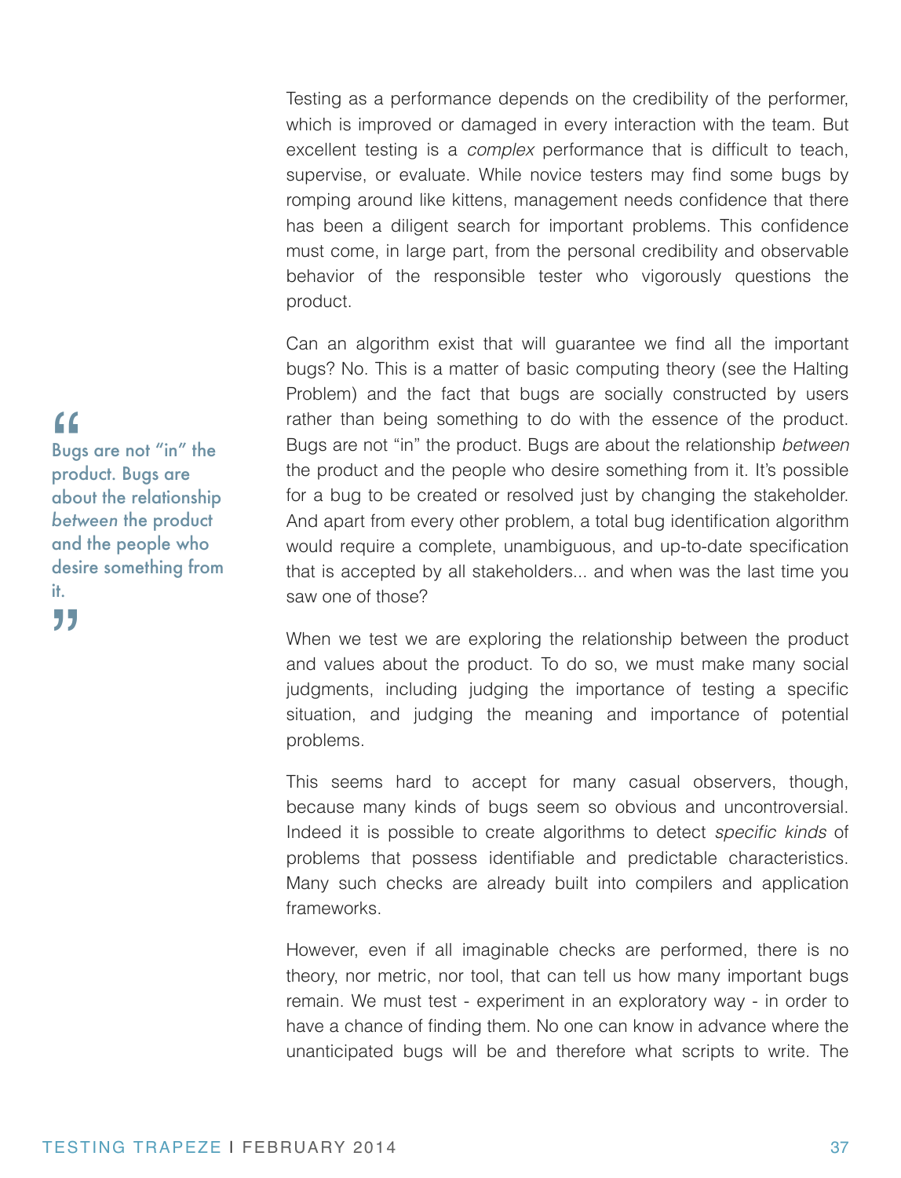Testing as a performance depends on the credibility of the performer, which is improved or damaged in every interaction with the team. But excellent testing is a *complex* performance that is difficult to teach, supervise, or evaluate. While novice testers may find some bugs by romping around like kittens, management needs confidence that there has been a diligent search for important problems. This confidence must come, in large part, from the personal credibility and observable behavior of the responsible tester who vigorously questions the product.

Can an algorithm exist that will guarantee we find all the important bugs? No. This is a matter of basic computing theory (see the Halting Problem) and the fact that bugs are socially constructed by users rather than being something to do with the essence of the product. Bugs are not "in" the product. Bugs are about the relationship *between* the product and the people who desire something from it. It's possible for a bug to be created or resolved just by changing the stakeholder. And apart from every other problem, a total bug identification algorithm would require a complete, unambiguous, and up-to-date specification that is accepted by all stakeholders... and when was the last time you saw one of those?

> "Bugs are not "in" the product. Bugs are about the relationship *between* the product and the people who desire something from it."

When we test we are exploring the relationship between the product and values about the product. To do so, we must make many social judgments, including judging the importance of testing a specific situation, and judging the meaning and importance of potential problems.

This seems hard to accept for many casual observers, though, because many kinds of bugs seem so obvious and uncontroversial. Indeed it is possible to create algorithms to detect *specific kinds* of problems that possess identifiable and predictable characteristics. Many such checks are already built into compilers and application frameworks.

However, even if all imaginable checks are performed, there is no theory, nor metric, nor tool, that can tell us how many important bugs remain. We must test - experiment in an exploratory way - in order to have a chance of finding them. No one can know in advance where the unanticipated bugs will be and therefore what scripts to write. The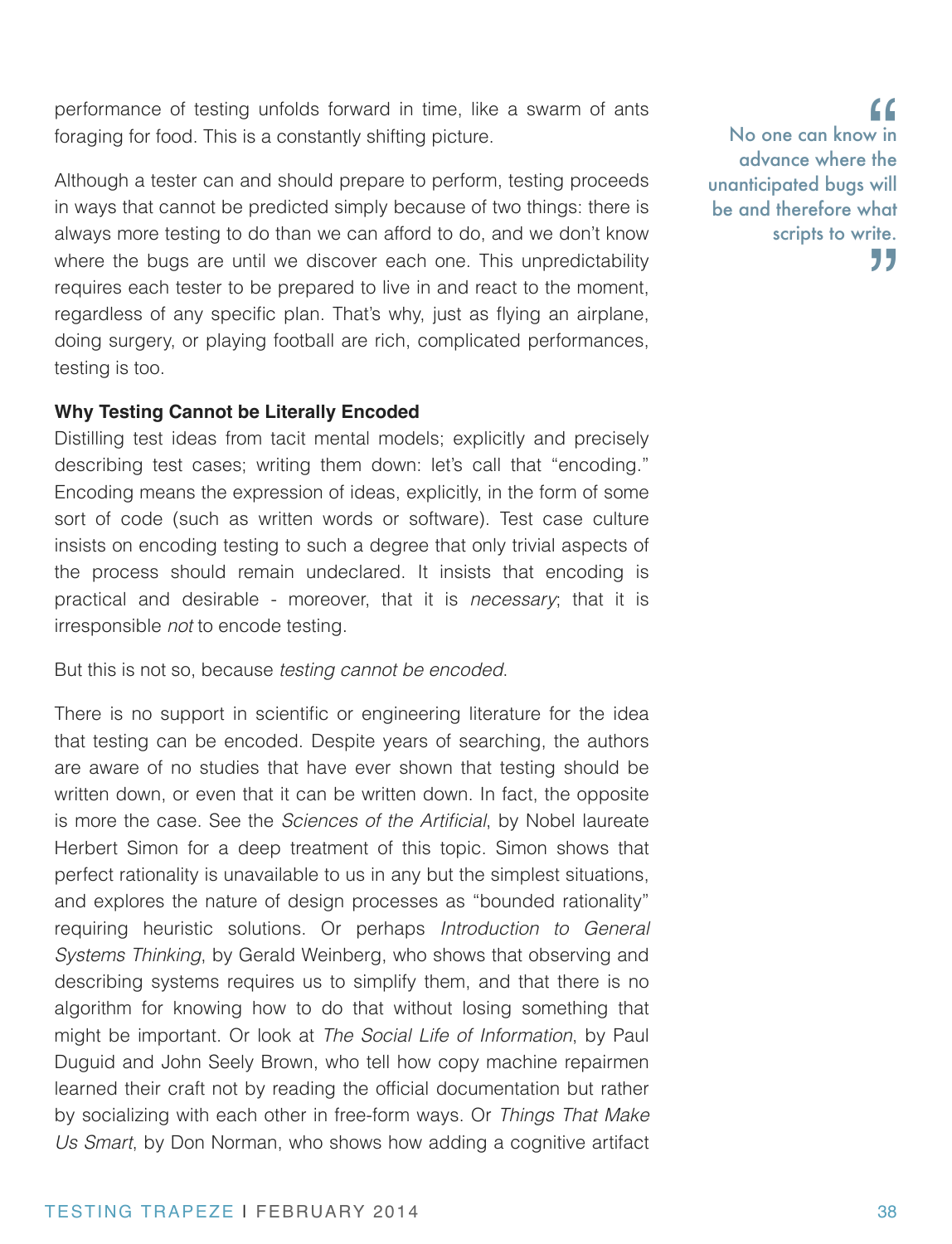performance of testing unfolds forward in time, like a swarm of ants foraging for food. This is a constantly shifting picture.

Although a tester can and should prepare to perform, testing proceeds in ways that cannot be predicted simply because of two things: there is always more testing to do than we can afford to do, and we don't know where the bugs are until we discover each one. This unpredictability requires each tester to be prepared to live in and react to the moment, regardless of any specific plan. That's why, just as flying an airplane, doing surgery, or playing football are rich, complicated performances, testing is too.

> "No one can know in advance where the unanticipated bugs will be and therefore what scripts to write."

**Why Testing Cannot be Literally Encoded**

Distilling test ideas from tacit mental models; explicitly and precisely describing test cases; writing them down: let's call that "encoding." Encoding means the expression of ideas, explicitly, in the form of some sort of code (such as written words or software). Test case culture insists on encoding testing to such a degree that only trivial aspects of the process should remain undeclared. It insists that encoding is practical and desirable - moreover, that it is *necessary*; that it is irresponsible *not* to encode testing.

But this is not so, because *testing cannot be encoded*.

There is no support in scientific or engineering literature for the idea that testing can be encoded. Despite years of searching, the authors are aware of no studies that have ever shown that testing should be written down, or even that it can be written down. In fact, the opposite is more the case. See the *Sciences of the Artificial*, by Nobel laureate Herbert Simon for a deep treatment of this topic. Simon shows that perfect rationality is unavailable to us in any but the simplest situations, and explores the nature of design processes as "bounded rationality" requiring heuristic solutions. Or perhaps *Introduction to General Systems Thinking*, by Gerald Weinberg, who shows that observing and describing systems requires us to simplify them, and that there is no algorithm for knowing how to do that without losing something that might be important. Or look at *The Social Life of Information*, by Paul Duguid and John Seely Brown, who tell how copy machine repairmen learned their craft not by reading the official documentation but rather by socializing with each other in free-form ways. Or *Things That Make Us Smart*, by Don Norman, who shows how adding a cognitive artifact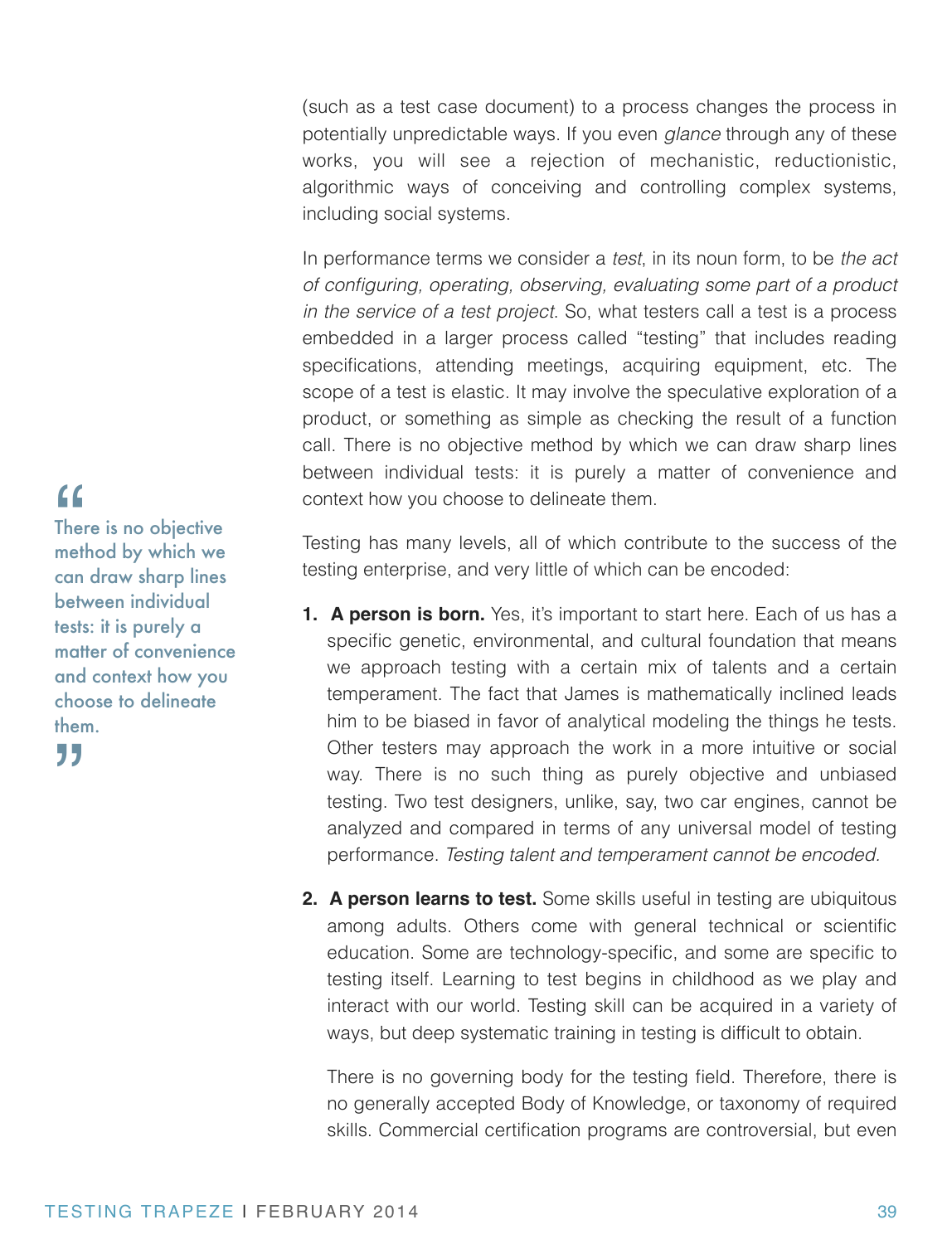(such as a test case document) to a process changes the process in potentially unpredictable ways. If you even *glance* through any of these works, you will see a rejection of mechanistic, reductionistic, algorithmic ways of conceiving and controlling complex systems, including social systems.

In performance terms we consider a *test*, in its noun form, to be *the act of configuring, operating, observing, evaluating some part of a product in the service of a test project*. So, what testers call a test is a process embedded in a larger process called "testing" that includes reading specifications, attending meetings, acquiring equipment, etc. The scope of a test is elastic. It may involve the speculative exploration of a product, or something as simple as checking the result of a function call. There is no objective method by which we can draw sharp lines between individual tests: it is purely a matter of convenience and context how you choose to delineate them.

> "There is no objective method by which we can draw sharp lines between individual tests: it is purely a matter of convenience and context how you choose to delineate them."

Testing has many levels, all of which contribute to the success of the testing enterprise, and very little of which can be encoded:

1. **A person is born.** Yes, it's important to start here. Each of us has a specific genetic, environmental, and cultural foundation that means we approach testing with a certain mix of talents and a certain temperament. The fact that James is mathematically inclined leads him to be biased in favor of analytical modeling the things he tests. Other testers may approach the work in a more intuitive or social way. There is no such thing as purely objective and unbiased testing. Two test designers, unlike, say, two car engines, cannot be analyzed and compared in terms of any universal model of testing performance. *Testing talent and temperament cannot be encoded.*

2. **A person learns to test.** Some skills useful in testing are ubiquitous among adults. Others come with general technical or scientific education. Some are technology-specific, and some are specific to testing itself. Learning to test begins in childhood as we play and interact with our world. Testing skill can be acquired in a variety of ways, but deep systematic training in testing is difficult to obtain.

   There is no governing body for the testing field. Therefore, there is no generally accepted Body of Knowledge, or taxonomy of required skills. Commercial certification programs are controversial, but even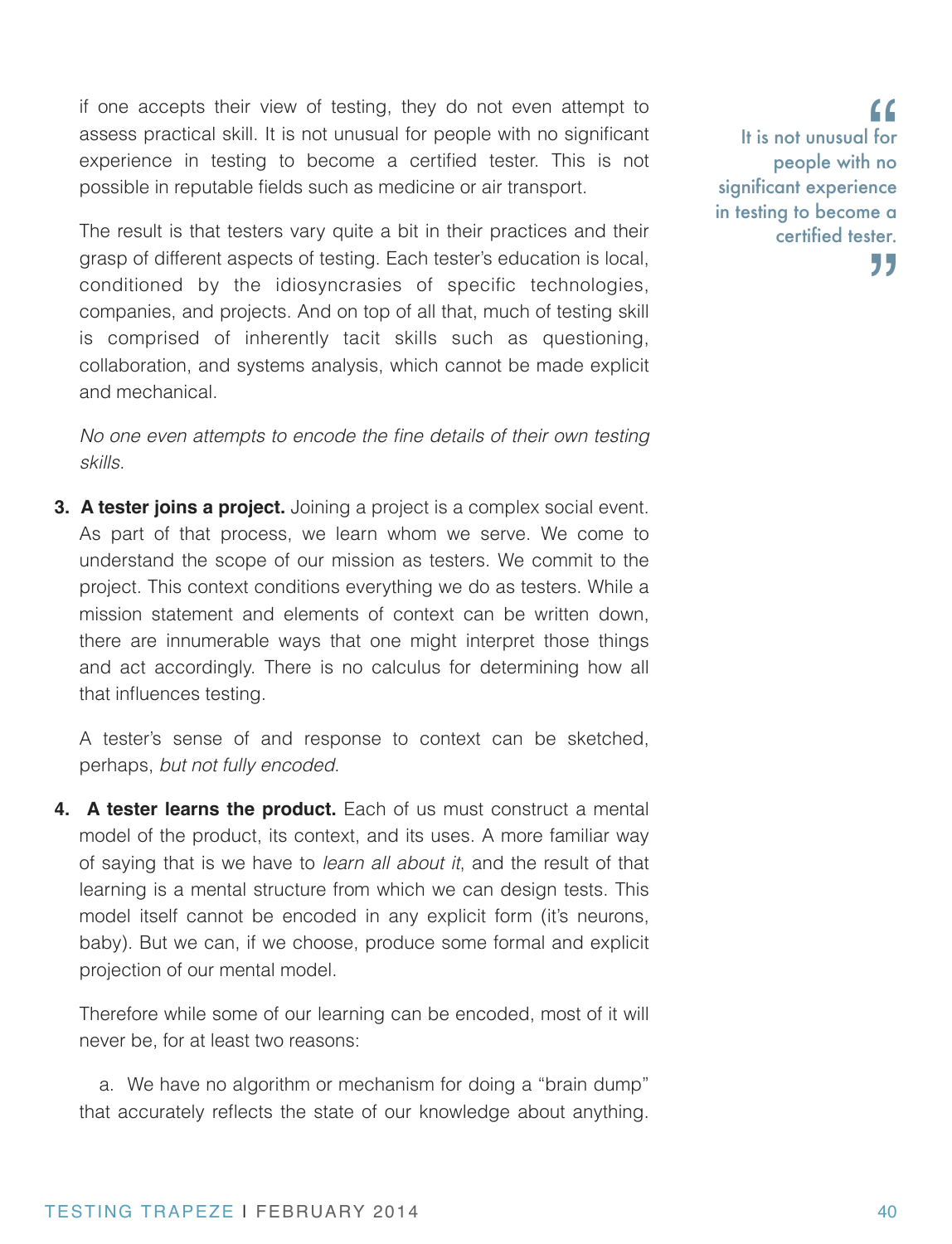if one accepts their view of testing, they do not even attempt to assess practical skill. It is not unusual for people with no significant experience in testing to become a certified tester. This is not possible in reputable fields such as medicine or air transport.

> It is not unusual for people with no significant experience in testing to become a certified tester.

The result is that testers vary quite a bit in their practices and their grasp of different aspects of testing. Each tester's education is local, conditioned by the idiosyncrasies of specific technologies, companies, and projects. And on top of all that, much of testing skill is comprised of inherently tacit skills such as questioning, collaboration, and systems analysis, which cannot be made explicit and mechanical.

*No one even attempts to encode the fine details of their own testing skills*.

3. **A tester joins a project.** Joining a project is a complex social event. As part of that process, we learn whom we serve. We come to understand the scope of our mission as testers. We commit to the project. This context conditions everything we do as testers. While a mission statement and elements of context can be written down, there are innumerable ways that one might interpret those things and act accordingly. There is no calculus for determining how all that influences testing.

   A tester's sense of and response to context can be sketched, perhaps, *but not fully encoded*.

4. **A tester learns the product.** Each of us must construct a mental model of the product, its context, and its uses. A more familiar way of saying that is we have to *learn all about it*, and the result of that learning is a mental structure from which we can design tests. This model itself cannot be encoded in any explicit form (it's neurons, baby). But we can, if we choose, produce some formal and explicit projection of our mental model.

   Therefore while some of our learning can be encoded, most of it will never be, for at least two reasons:

   a. We have no algorithm or mechanism for doing a "brain dump" that accurately reflects the state of our knowledge about anything.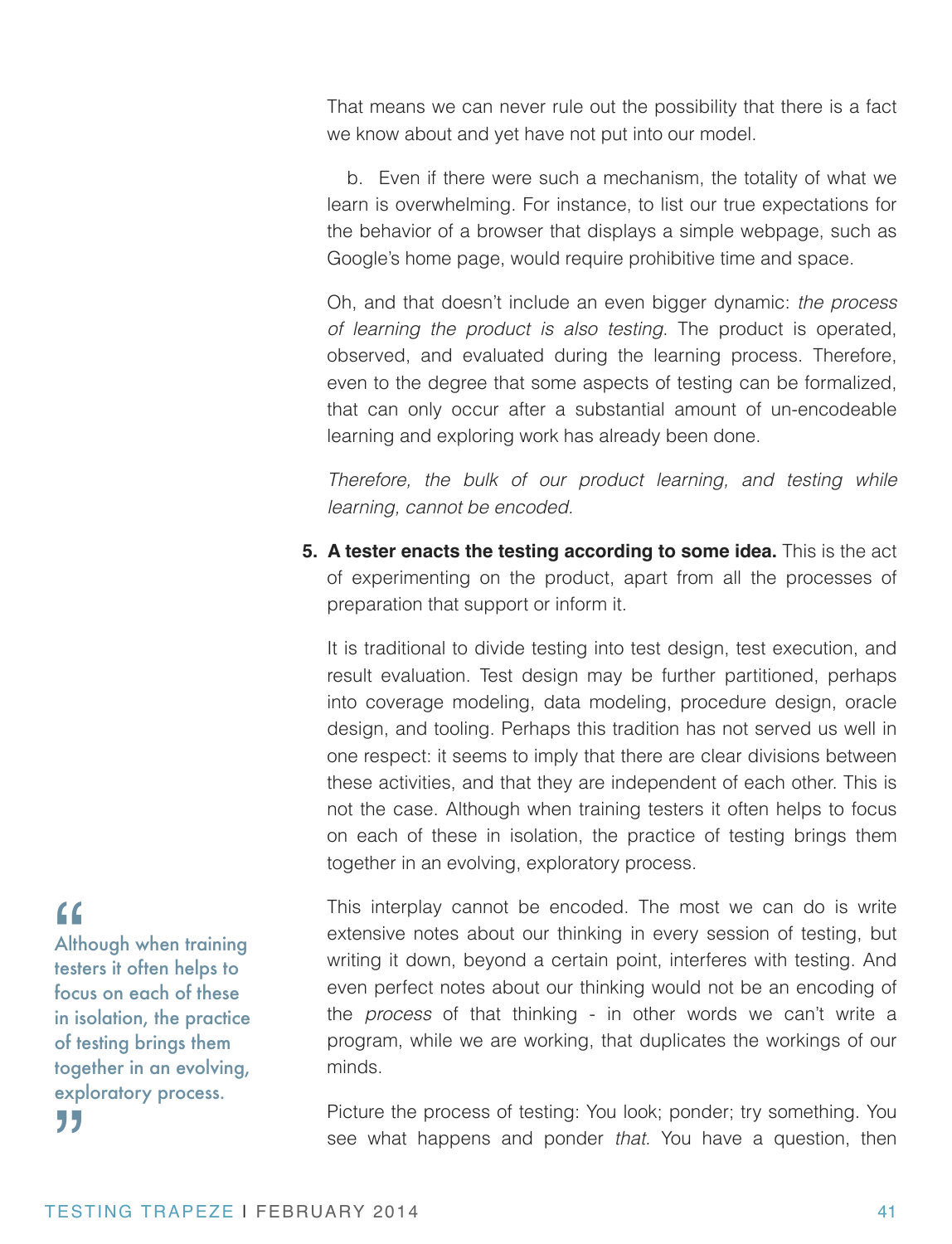That means we can never rule out the possibility that there is a fact we know about and yet have not put into our model.

b. Even if there were such a mechanism, the totality of what we learn is overwhelming. For instance, to list our true expectations for the behavior of a browser that displays a simple webpage, such as Google's home page, would require prohibitive time and space.

Oh, and that doesn't include an even bigger dynamic: *the process of learning the product is also testing*. The product is operated, observed, and evaluated during the learning process. Therefore, even to the degree that some aspects of testing can be formalized, that can only occur after a substantial amount of un-encodeable learning and exploring work has already been done.

*Therefore, the bulk of our product learning, and testing while learning, cannot be encoded.*

5. **A tester enacts the testing according to some idea.** This is the act of experimenting on the product, apart from all the processes of preparation that support or inform it.

   It is traditional to divide testing into test design, test execution, and result evaluation. Test design may be further partitioned, perhaps into coverage modeling, data modeling, procedure design, oracle design, and tooling. Perhaps this tradition has not served us well in one respect: it seems to imply that there are clear divisions between these activities, and that they are independent of each other. This is not the case. Although when training testers it often helps to focus on each of these in isolation, the practice of testing brings them together in an evolving, exploratory process.

   > "Although when training testers it often helps to focus on each of these in isolation, the practice of testing brings them together in an evolving, exploratory process."

   This interplay cannot be encoded. The most we can do is write extensive notes about our thinking in every session of testing, but writing it down, beyond a certain point, interferes with testing. And even perfect notes about our thinking would not be an encoding of the *process* of that thinking - in other words we can't write a program, while we are working, that duplicates the workings of our minds.

   Picture the process of testing: You look; ponder; try something. You see what happens and ponder *that*. You have a question, then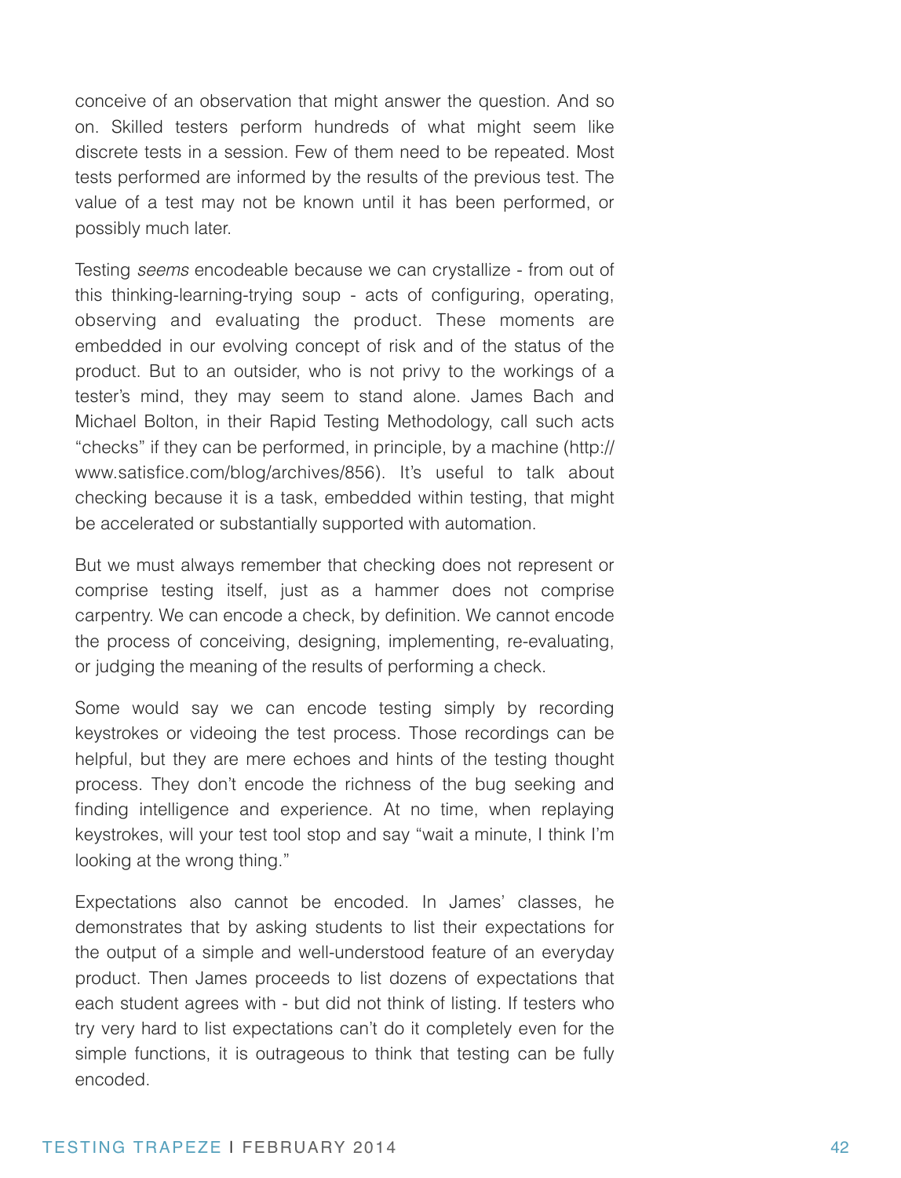conceive of an observation that might answer the question. And so on. Skilled testers perform hundreds of what might seem like discrete tests in a session. Few of them need to be repeated. Most tests performed are informed by the results of the previous test. The value of a test may not be known until it has been performed, or possibly much later.

Testing *seems* encodeable because we can crystallize - from out of this thinking-learning-trying soup - acts of configuring, operating, observing and evaluating the product. These moments are embedded in our evolving concept of risk and of the status of the product. But to an outsider, who is not privy to the workings of a tester's mind, they may seem to stand alone. James Bach and Michael Bolton, in their Rapid Testing Methodology, call such acts "checks" if they can be performed, in principle, by a machine (http://www.satisfice.com/blog/archives/856). It's useful to talk about checking because it is a task, embedded within testing, that might be accelerated or substantially supported with automation.

But we must always remember that checking does not represent or comprise testing itself, just as a hammer does not comprise carpentry. We can encode a check, by definition. We cannot encode the process of conceiving, designing, implementing, re-evaluating, or judging the meaning of the results of performing a check.

Some would say we can encode testing simply by recording keystrokes or videoing the test process. Those recordings can be helpful, but they are mere echoes and hints of the testing thought process. They don't encode the richness of the bug seeking and finding intelligence and experience. At no time, when replaying keystrokes, will your test tool stop and say "wait a minute, I think I'm looking at the wrong thing."

Expectations also cannot be encoded. In James' classes, he demonstrates that by asking students to list their expectations for the output of a simple and well-understood feature of an everyday product. Then James proceeds to list dozens of expectations that each student agrees with - but did not think of listing. If testers who try very hard to list expectations can't do it completely even for the simple functions, it is outrageous to think that testing can be fully encoded.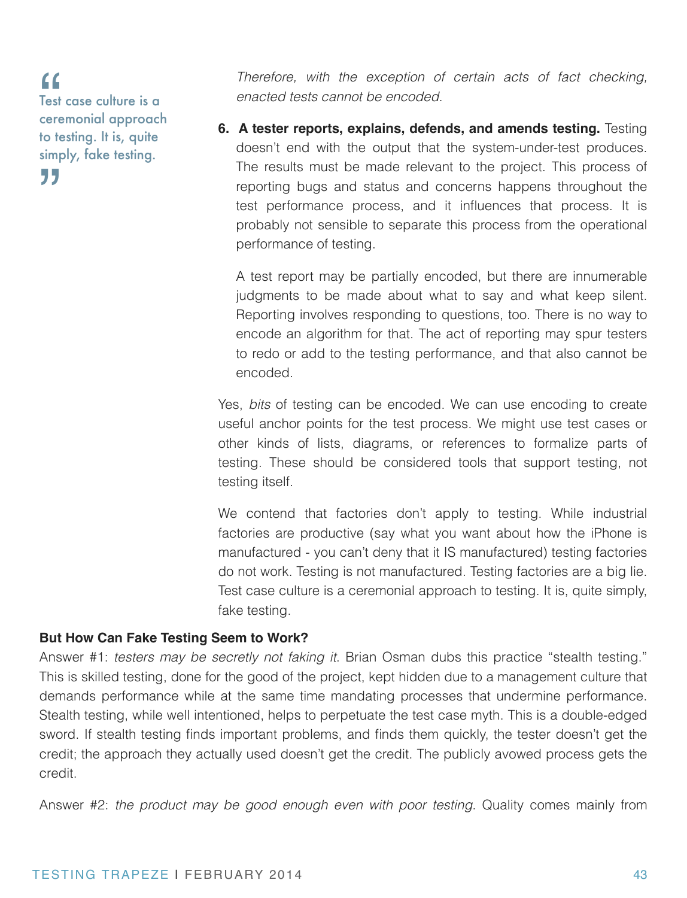*Therefore, with the exception of certain acts of fact checking, enacted tests cannot be encoded.*

6. **A tester reports, explains, defends, and amends testing.** Testing doesn't end with the output that the system-under-test produces. The results must be made relevant to the project. This process of reporting bugs and status and concerns happens throughout the test performance process, and it influences that process. It is probably not sensible to separate this process from the operational performance of testing.

   A test report may be partially encoded, but there are innumerable judgments to be made about what to say and what keep silent. Reporting involves responding to questions, too. There is no way to encode an algorithm for that. The act of reporting may spur testers to redo or add to the testing performance, and that also cannot be encoded.

Yes, *bits* of testing can be encoded. We can use encoding to create useful anchor points for the test process. We might use test cases or other kinds of lists, diagrams, or references to formalize parts of testing. These should be considered tools that support testing, not testing itself.

We contend that factories don't apply to testing. While industrial factories are productive (say what you want about how the iPhone is manufactured - you can't deny that it IS manufactured) testing factories do not work. Testing is not manufactured. Testing factories are a big lie. Test case culture is a ceremonial approach to testing. It is, quite simply, fake testing.

> "Test case culture is a ceremonial approach to testing. It is, quite simply, fake testing."

**But How Can Fake Testing Seem to Work?**

Answer #1: *testers may be secretly not faking it*. Brian Osman dubs this practice "stealth testing." This is skilled testing, done for the good of the project, kept hidden due to a management culture that demands performance while at the same time mandating processes that undermine performance. Stealth testing, while well intentioned, helps to perpetuate the test case myth. This is a double-edged sword. If stealth testing finds important problems, and finds them quickly, the tester doesn't get the credit; the approach they actually used doesn't get the credit. The publicly avowed process gets the credit.

Answer #2: *the product may be good enough even with poor testing.* Quality comes mainly from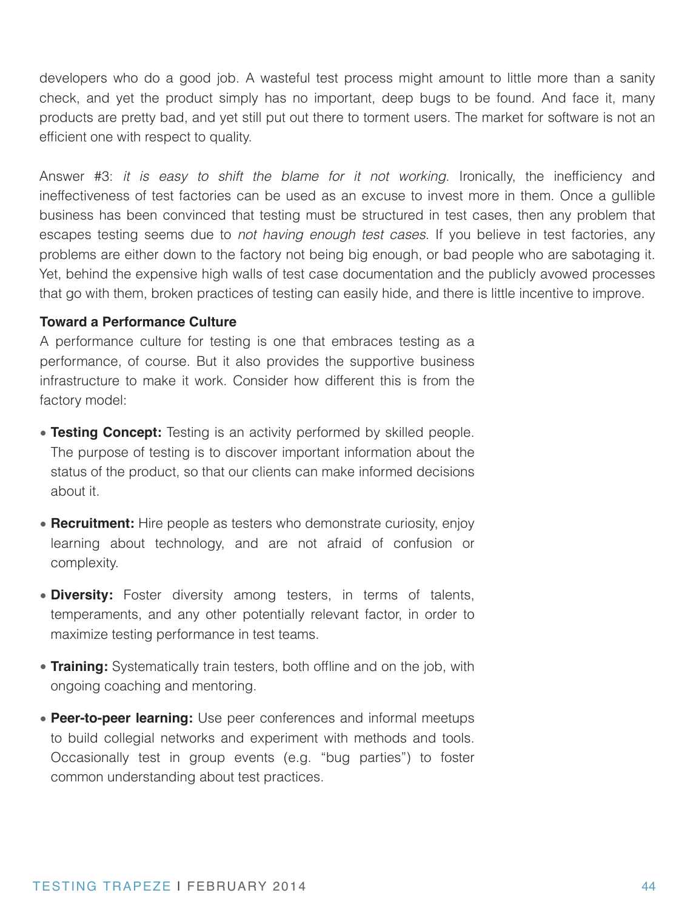developers who do a good job. A wasteful test process might amount to little more than a sanity check, and yet the product simply has no important, deep bugs to be found. And face it, many products are pretty bad, and yet still put out there to torment users. The market for software is not an efficient one with respect to quality.

Answer #3: *it is easy to shift the blame for it not working*. Ironically, the inefficiency and ineffectiveness of test factories can be used as an excuse to invest more in them. Once a gullible business has been convinced that testing must be structured in test cases, then any problem that escapes testing seems due to *not having enough test cases*. If you believe in test factories, any problems are either down to the factory not being big enough, or bad people who are sabotaging it. Yet, behind the expensive high walls of test case documentation and the publicly avowed processes that go with them, broken practices of testing can easily hide, and there is little incentive to improve.

**Toward a Performance Culture**

A performance culture for testing is one that embraces testing as a performance, of course. But it also provides the supportive business infrastructure to make it work. Consider how different this is from the factory model:

- **Testing Concept:** Testing is an activity performed by skilled people. The purpose of testing is to discover important information about the status of the product, so that our clients can make informed decisions about it.
- **Recruitment:** Hire people as testers who demonstrate curiosity, enjoy learning about technology, and are not afraid of confusion or complexity.
- **Diversity:** Foster diversity among testers, in terms of talents, temperaments, and any other potentially relevant factor, in order to maximize testing performance in test teams.
- **Training:** Systematically train testers, both offline and on the job, with ongoing coaching and mentoring.
- **Peer-to-peer learning:** Use peer conferences and informal meetups to build collegial networks and experiment with methods and tools. Occasionally test in group events (e.g. "bug parties") to foster common understanding about test practices.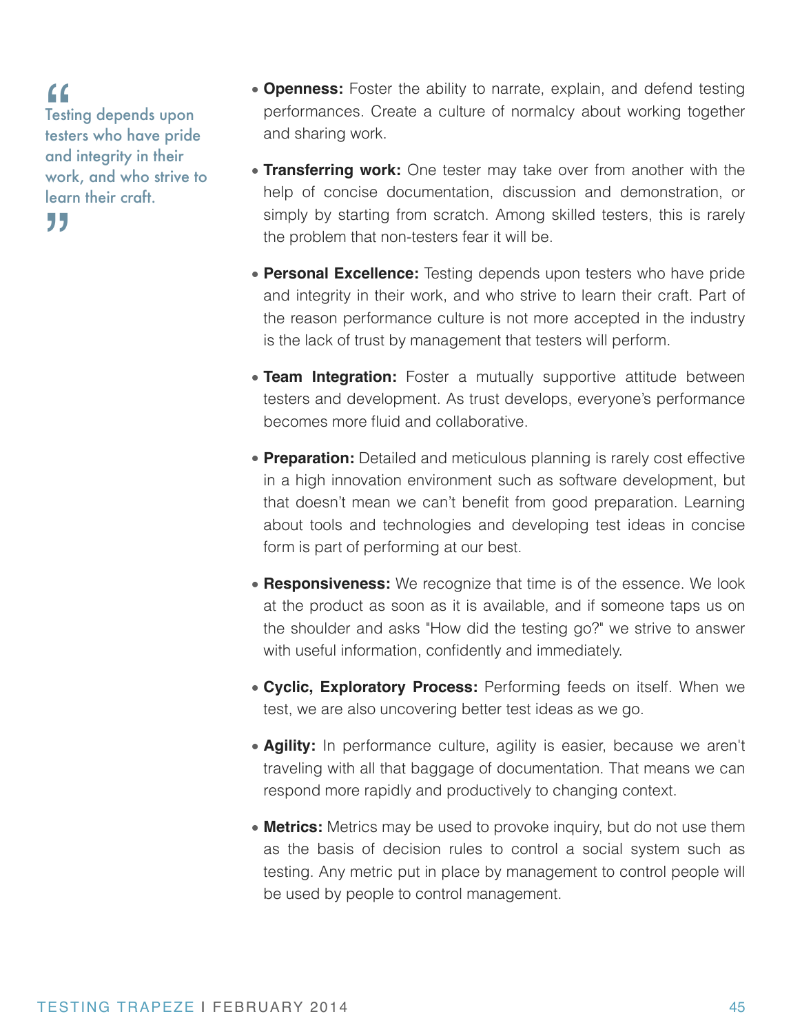> Testing depends upon testers who have pride and integrity in their work, and who strive to learn their craft.

- **Openness:** Foster the ability to narrate, explain, and defend testing performances. Create a culture of normalcy about working together and sharing work.

- **Transferring work:** One tester may take over from another with the help of concise documentation, discussion and demonstration, or simply by starting from scratch. Among skilled testers, this is rarely the problem that non-testers fear it will be.

- **Personal Excellence:** Testing depends upon testers who have pride and integrity in their work, and who strive to learn their craft. Part of the reason performance culture is not more accepted in the industry is the lack of trust by management that testers will perform.

- **Team Integration:** Foster a mutually supportive attitude between testers and development. As trust develops, everyone's performance becomes more fluid and collaborative.

- **Preparation:** Detailed and meticulous planning is rarely cost effective in a high innovation environment such as software development, but that doesn't mean we can't benefit from good preparation. Learning about tools and technologies and developing test ideas in concise form is part of performing at our best.

- **Responsiveness:** We recognize that time is of the essence. We look at the product as soon as it is available, and if someone taps us on the shoulder and asks "How did the testing go?" we strive to answer with useful information, confidently and immediately.

- **Cyclic, Exploratory Process:** Performing feeds on itself. When we test, we are also uncovering better test ideas as we go.

- **Agility:** In performance culture, agility is easier, because we aren't traveling with all that baggage of documentation. That means we can respond more rapidly and productively to changing context.

- **Metrics:** Metrics may be used to provoke inquiry, but do not use them as the basis of decision rules to control a social system such as testing. Any metric put in place by management to control people will be used by people to control management.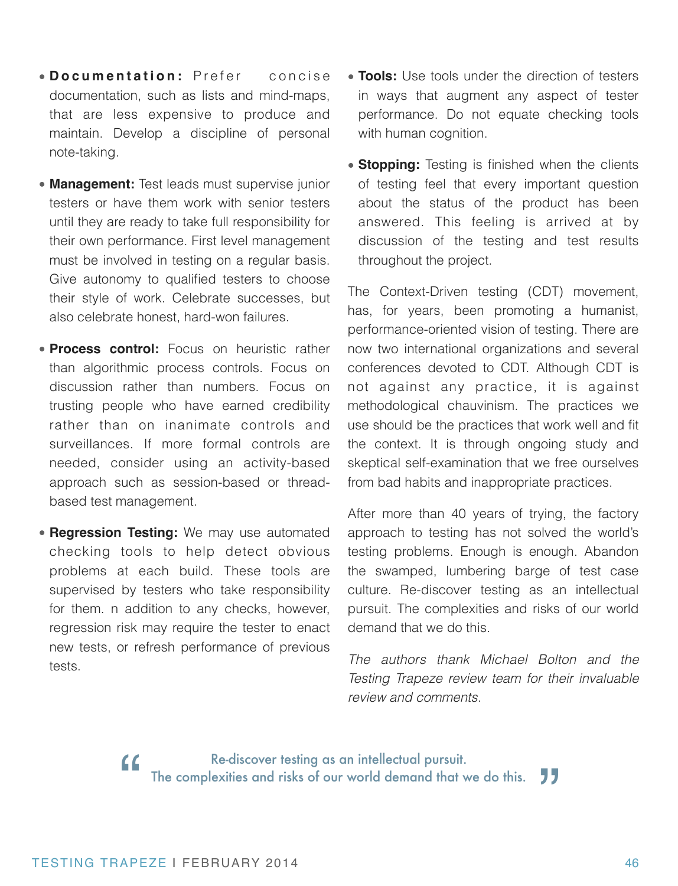- **Documentation:** Prefer concise documentation, such as lists and mind-maps, that are less expensive to produce and maintain. Develop a discipline of personal note-taking.

- **Management:** Test leads must supervise junior testers or have them work with senior testers until they are ready to take full responsibility for their own performance. First level management must be involved in testing on a regular basis. Give autonomy to qualified testers to choose their style of work. Celebrate successes, but also celebrate honest, hard-won failures.

- **Process control:** Focus on heuristic rather than algorithmic process controls. Focus on discussion rather than numbers. Focus on trusting people who have earned credibility rather than on inanimate controls and surveillances. If more formal controls are needed, consider using an activity-based approach such as session-based or thread-based test management.

- **Regression Testing:** We may use automated checking tools to help detect obvious problems at each build. These tools are supervised by testers who take responsibility for them. n addition to any checks, however, regression risk may require the tester to enact new tests, or refresh performance of previous tests.

- **Tools:** Use tools under the direction of testers in ways that augment any aspect of tester performance. Do not equate checking tools with human cognition.

- **Stopping:** Testing is finished when the clients of testing feel that every important question about the status of the product has been answered. This feeling is arrived at by discussion of the testing and test results throughout the project.

The Context-Driven testing (CDT) movement, has, for years, been promoting a humanist, performance-oriented vision of testing. There are now two international organizations and several conferences devoted to CDT. Although CDT is not against any practice, it is against methodological chauvinism. The practices we use should be the practices that work well and fit the context. It is through ongoing study and skeptical self-examination that we free ourselves from bad habits and inappropriate practices.

After more than 40 years of trying, the factory approach to testing has not solved the world's testing problems. Enough is enough. Abandon the swamped, lumbering barge of test case culture. Re-discover testing as an intellectual pursuit. The complexities and risks of our world demand that we do this.

*The authors thank Michael Bolton and the Testing Trapeze review team for their invaluable review and comments.*

> "Re-discover testing as an intellectual pursuit.
> The complexities and risks of our world demand that we do this."